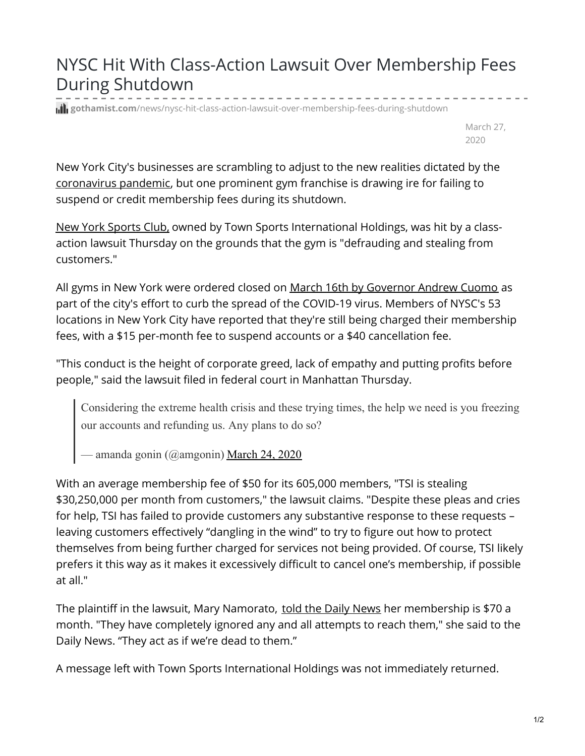# NYSC Hit With Class-Action Lawsuit Over Membership Fees During Shutdown

gothamist.com/news/nysc-hit-class-action-lawsuit-over-membership-fees-during-shutdown

March 27, 2020

New York City's businesses are scrambling to adjust to the new realities dictated by the coronavirus pandemic, but one prominent gym franchise is drawing ire for failing to suspend or credit membership fees during its shutdown.

New York Sports Club, owned by Town Sports International Holdings, was hit by a class-action lawsuit Thursday on the grounds that the gym is "defrauding and stealing from customers."

All gyms in New York were ordered closed on March 16th by Governor Andrew Cuomo as part of the city's effort to curb the spread of the COVID-19 virus. Members of NYSC's 53 locations in New York City have reported that they're still being charged their membership fees, with a $15 per-month fee to suspend accounts or a $40 cancellation fee.

"This conduct is the height of corporate greed, lack of empathy and putting profits before people," said the lawsuit filed in federal court in Manhattan Thursday.

> Considering the extreme health crisis and these trying times, the help we need is you freezing our accounts and refunding us. Any plans to do so?
>
> — amanda gonin (@amgonin) March 24, 2020

With an average membership fee of $50 for its 605,000 members, "TSI is stealing $30,250,000 per month from customers," the lawsuit claims. "Despite these pleas and cries for help, TSI has failed to provide customers any substantive response to these requests – leaving customers effectively "dangling in the wind" to try to figure out how to protect themselves from being further charged for services not being provided. Of course, TSI likely prefers it this way as it makes it excessively difficult to cancel one's membership, if possible at all."

The plaintiff in the lawsuit, Mary Namorato, told the Daily News her membership is $70 a month. "They have completely ignored any and all attempts to reach them," she said to the Daily News. "They act as if we're dead to them."

A message left with Town Sports International Holdings was not immediately returned.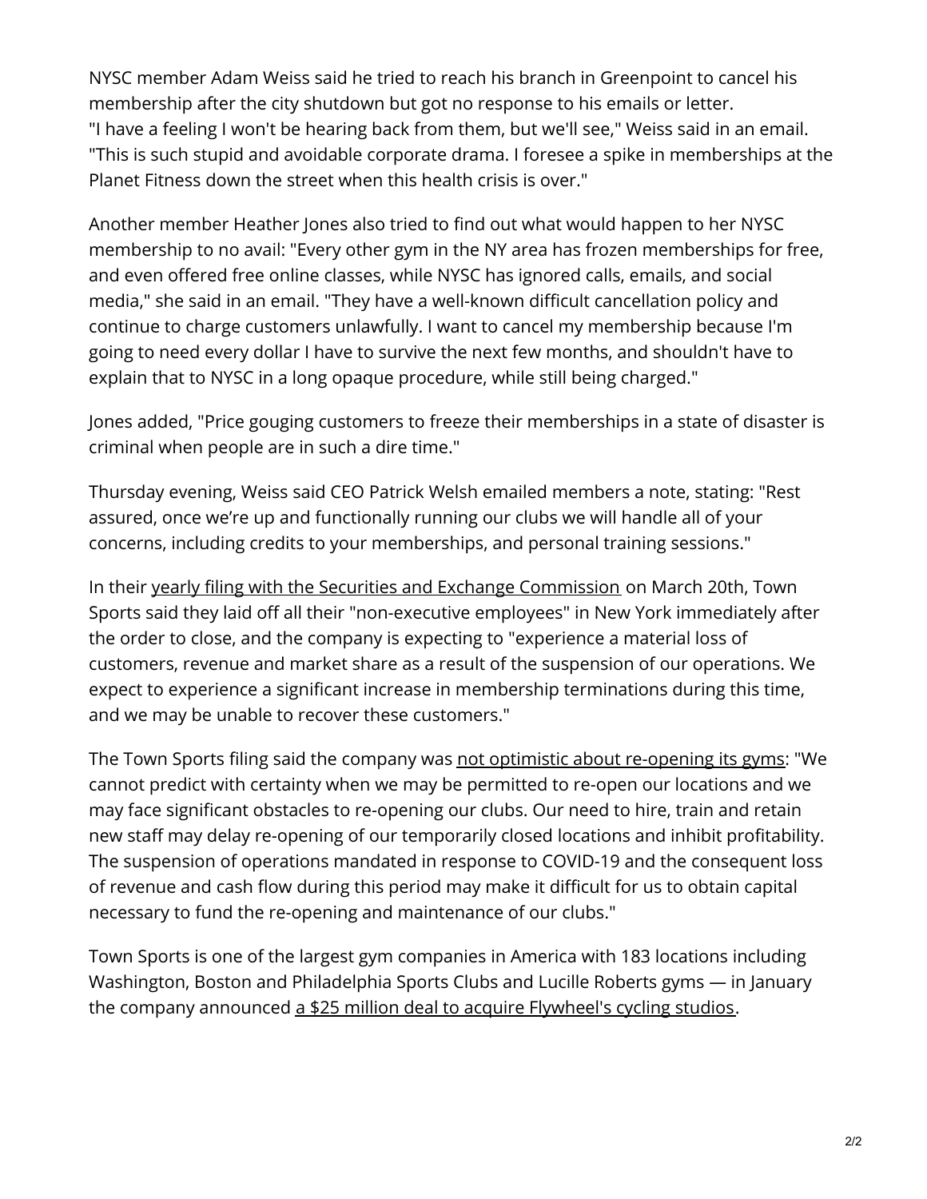NYSC member Adam Weiss said he tried to reach his branch in Greenpoint to cancel his membership after the city shutdown but got no response to his emails or letter. "I have a feeling I won't be hearing back from them, but we'll see," Weiss said in an email. "This is such stupid and avoidable corporate drama. I foresee a spike in memberships at the Planet Fitness down the street when this health crisis is over."

Another member Heather Jones also tried to find out what would happen to her NYSC membership to no avail: "Every other gym in the NY area has frozen memberships for free, and even offered free online classes, while NYSC has ignored calls, emails, and social media," she said in an email. "They have a well-known difficult cancellation policy and continue to charge customers unlawfully. I want to cancel my membership because I'm going to need every dollar I have to survive the next few months, and shouldn't have to explain that to NYSC in a long opaque procedure, while still being charged."

Jones added, "Price gouging customers to freeze their memberships in a state of disaster is criminal when people are in such a dire time."

Thursday evening, Weiss said CEO Patrick Welsh emailed members a note, stating: "Rest assured, once we're up and functionally running our clubs we will handle all of your concerns, including credits to your memberships, and personal training sessions."

In their yearly filing with the Securities and Exchange Commission on March 20th, Town Sports said they laid off all their "non-executive employees" in New York immediately after the order to close, and the company is expecting to "experience a material loss of customers, revenue and market share as a result of the suspension of our operations. We expect to experience a significant increase in membership terminations during this time, and we may be unable to recover these customers."

The Town Sports filing said the company was not optimistic about re-opening its gyms: "We cannot predict with certainty when we may be permitted to re-open our locations and we may face significant obstacles to re-opening our clubs. Our need to hire, train and retain new staff may delay re-opening of our temporarily closed locations and inhibit profitability. The suspension of operations mandated in response to COVID-19 and the consequent loss of revenue and cash flow during this period may make it difficult for us to obtain capital necessary to fund the re-opening and maintenance of our clubs."

Town Sports is one of the largest gym companies in America with 183 locations including Washington, Boston and Philadelphia Sports Clubs and Lucille Roberts gyms — in January the company announced a $25 million deal to acquire Flywheel's cycling studios.